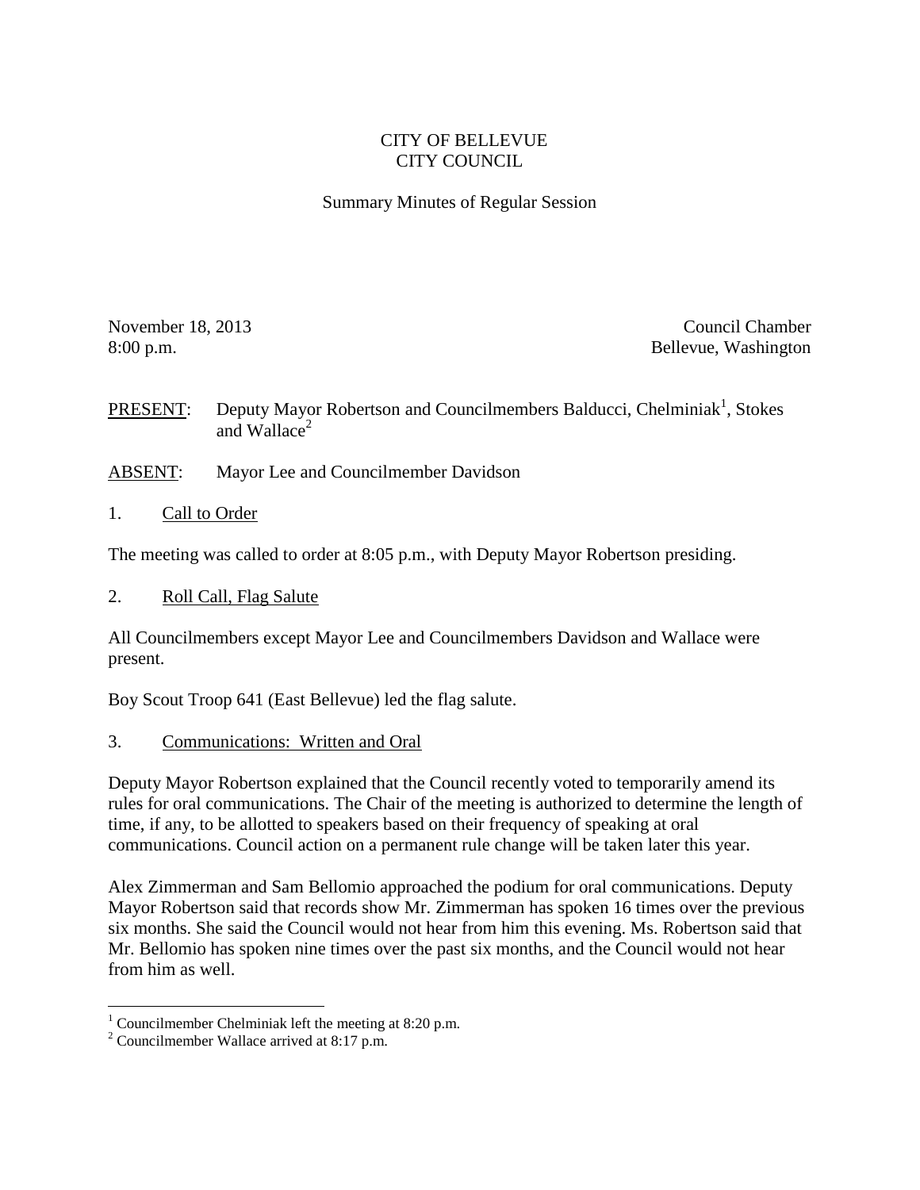# CITY OF BELLEVUE
# CITY COUNCIL

## Summary Minutes of Regular Session

November 18, 2013
8:00 p.m.

Council Chamber
Bellevue, Washington

PRESENT: Deputy Mayor Robertson and Councilmembers Balducci, Chelminiak[1], Stokes and Wallace[2]

ABSENT: Mayor Lee and Councilmember Davidson

1. Call to Order

The meeting was called to order at 8:05 p.m., with Deputy Mayor Robertson presiding.

2. Roll Call, Flag Salute

All Councilmembers except Mayor Lee and Councilmembers Davidson and Wallace were present.

Boy Scout Troop 641 (East Bellevue) led the flag salute.

3. Communications: Written and Oral

Deputy Mayor Robertson explained that the Council recently voted to temporarily amend its rules for oral communications. The Chair of the meeting is authorized to determine the length of time, if any, to be allotted to speakers based on their frequency of speaking at oral communications. Council action on a permanent rule change will be taken later this year.

Alex Zimmerman and Sam Bellomio approached the podium for oral communications. Deputy Mayor Robertson said that records show Mr. Zimmerman has spoken 16 times over the previous six months. She said the Council would not hear from him this evening. Ms. Robertson said that Mr. Bellomio has spoken nine times over the past six months, and the Council would not hear from him as well.

---

[1] Councilmember Chelminiak left the meeting at 8:20 p.m.

[2] Councilmember Wallace arrived at 8:17 p.m.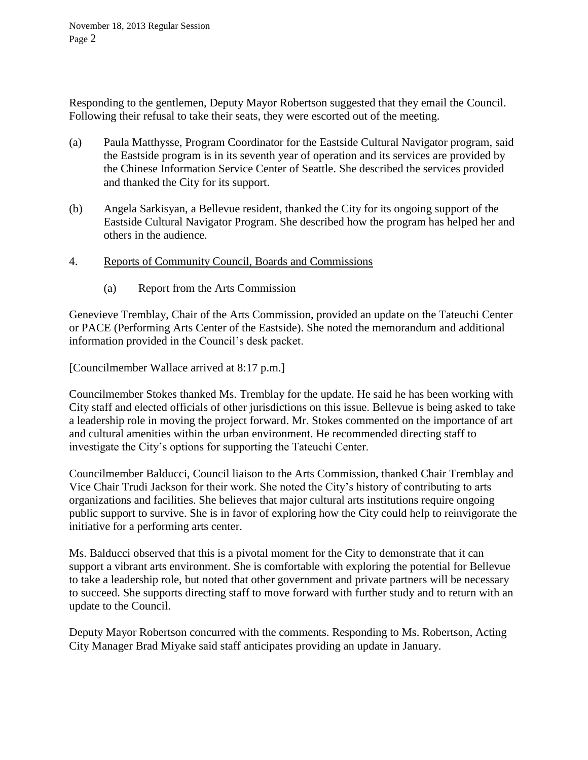Responding to the gentlemen, Deputy Mayor Robertson suggested that they email the Council. Following their refusal to take their seats, they were escorted out of the meeting.

(a) Paula Matthysse, Program Coordinator for the Eastside Cultural Navigator program, said the Eastside program is in its seventh year of operation and its services are provided by the Chinese Information Service Center of Seattle. She described the services provided and thanked the City for its support.

(b) Angela Sarkisyan, a Bellevue resident, thanked the City for its ongoing support of the Eastside Cultural Navigator Program. She described how the program has helped her and others in the audience.

4. Reports of Community Council, Boards and Commissions

(a) Report from the Arts Commission

Genevieve Tremblay, Chair of the Arts Commission, provided an update on the Tateuchi Center or PACE (Performing Arts Center of the Eastside). She noted the memorandum and additional information provided in the Council's desk packet.

[Councilmember Wallace arrived at 8:17 p.m.]

Councilmember Stokes thanked Ms. Tremblay for the update. He said he has been working with City staff and elected officials of other jurisdictions on this issue. Bellevue is being asked to take a leadership role in moving the project forward. Mr. Stokes commented on the importance of art and cultural amenities within the urban environment. He recommended directing staff to investigate the City's options for supporting the Tateuchi Center.

Councilmember Balducci, Council liaison to the Arts Commission, thanked Chair Tremblay and Vice Chair Trudi Jackson for their work. She noted the City's history of contributing to arts organizations and facilities. She believes that major cultural arts institutions require ongoing public support to survive. She is in favor of exploring how the City could help to reinvigorate the initiative for a performing arts center.

Ms. Balducci observed that this is a pivotal moment for the City to demonstrate that it can support a vibrant arts environment. She is comfortable with exploring the potential for Bellevue to take a leadership role, but noted that other government and private partners will be necessary to succeed. She supports directing staff to move forward with further study and to return with an update to the Council.

Deputy Mayor Robertson concurred with the comments. Responding to Ms. Robertson, Acting City Manager Brad Miyake said staff anticipates providing an update in January.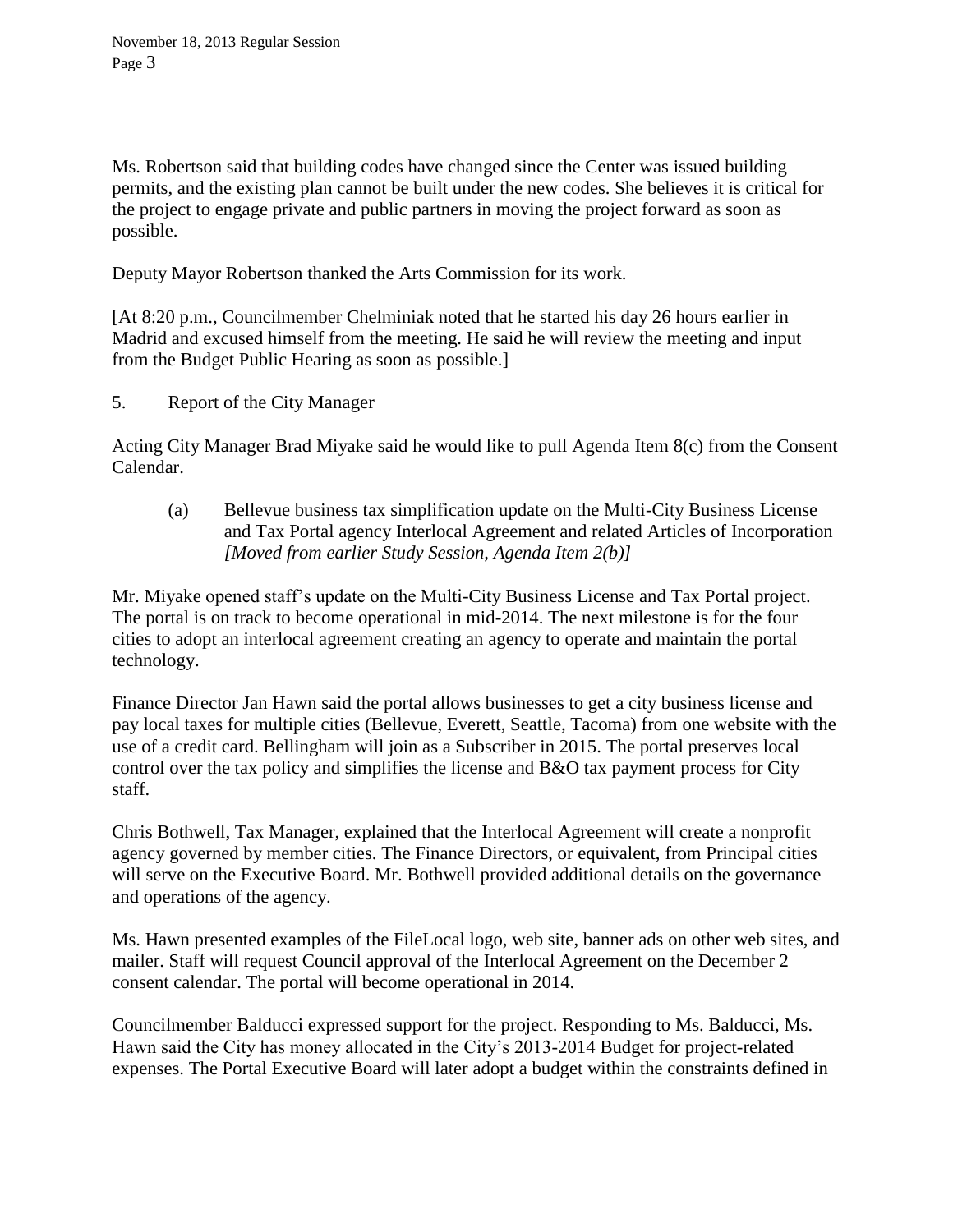Ms. Robertson said that building codes have changed since the Center was issued building permits, and the existing plan cannot be built under the new codes. She believes it is critical for the project to engage private and public partners in moving the project forward as soon as possible.

Deputy Mayor Robertson thanked the Arts Commission for its work.

[At 8:20 p.m., Councilmember Chelminiak noted that he started his day 26 hours earlier in Madrid and excused himself from the meeting. He said he will review the meeting and input from the Budget Public Hearing as soon as possible.]

5. Report of the City Manager

Acting City Manager Brad Miyake said he would like to pull Agenda Item 8(c) from the Consent Calendar.

(a) Bellevue business tax simplification update on the Multi-City Business License and Tax Portal agency Interlocal Agreement and related Articles of Incorporation *[Moved from earlier Study Session, Agenda Item 2(b)]*

Mr. Miyake opened staff's update on the Multi-City Business License and Tax Portal project. The portal is on track to become operational in mid-2014. The next milestone is for the four cities to adopt an interlocal agreement creating an agency to operate and maintain the portal technology.

Finance Director Jan Hawn said the portal allows businesses to get a city business license and pay local taxes for multiple cities (Bellevue, Everett, Seattle, Tacoma) from one website with the use of a credit card. Bellingham will join as a Subscriber in 2015. The portal preserves local control over the tax policy and simplifies the license and B&O tax payment process for City staff.

Chris Bothwell, Tax Manager, explained that the Interlocal Agreement will create a nonprofit agency governed by member cities. The Finance Directors, or equivalent, from Principal cities will serve on the Executive Board. Mr. Bothwell provided additional details on the governance and operations of the agency.

Ms. Hawn presented examples of the FileLocal logo, web site, banner ads on other web sites, and mailer. Staff will request Council approval of the Interlocal Agreement on the December 2 consent calendar. The portal will become operational in 2014.

Councilmember Balducci expressed support for the project. Responding to Ms. Balducci, Ms. Hawn said the City has money allocated in the City's 2013-2014 Budget for project-related expenses. The Portal Executive Board will later adopt a budget within the constraints defined in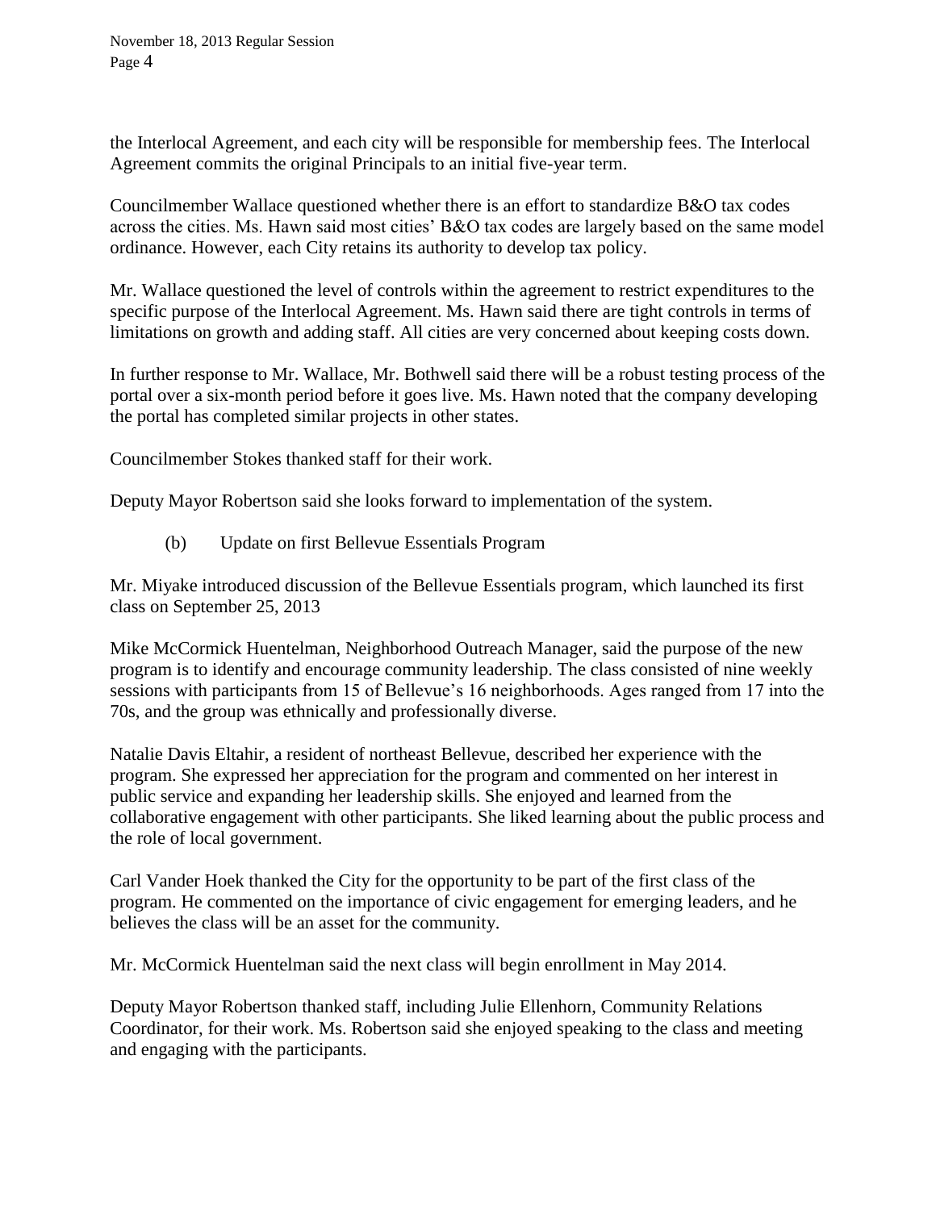the Interlocal Agreement, and each city will be responsible for membership fees. The Interlocal Agreement commits the original Principals to an initial five-year term.

Councilmember Wallace questioned whether there is an effort to standardize B&O tax codes across the cities. Ms. Hawn said most cities' B&O tax codes are largely based on the same model ordinance. However, each City retains its authority to develop tax policy.

Mr. Wallace questioned the level of controls within the agreement to restrict expenditures to the specific purpose of the Interlocal Agreement. Ms. Hawn said there are tight controls in terms of limitations on growth and adding staff. All cities are very concerned about keeping costs down.

In further response to Mr. Wallace, Mr. Bothwell said there will be a robust testing process of the portal over a six-month period before it goes live. Ms. Hawn noted that the company developing the portal has completed similar projects in other states.

Councilmember Stokes thanked staff for their work.

Deputy Mayor Robertson said she looks forward to implementation of the system.

(b) Update on first Bellevue Essentials Program

Mr. Miyake introduced discussion of the Bellevue Essentials program, which launched its first class on September 25, 2013

Mike McCormick Huentelman, Neighborhood Outreach Manager, said the purpose of the new program is to identify and encourage community leadership. The class consisted of nine weekly sessions with participants from 15 of Bellevue's 16 neighborhoods. Ages ranged from 17 into the 70s, and the group was ethnically and professionally diverse.

Natalie Davis Eltahir, a resident of northeast Bellevue, described her experience with the program. She expressed her appreciation for the program and commented on her interest in public service and expanding her leadership skills. She enjoyed and learned from the collaborative engagement with other participants. She liked learning about the public process and the role of local government.

Carl Vander Hoek thanked the City for the opportunity to be part of the first class of the program. He commented on the importance of civic engagement for emerging leaders, and he believes the class will be an asset for the community.

Mr. McCormick Huentelman said the next class will begin enrollment in May 2014.

Deputy Mayor Robertson thanked staff, including Julie Ellenhorn, Community Relations Coordinator, for their work. Ms. Robertson said she enjoyed speaking to the class and meeting and engaging with the participants.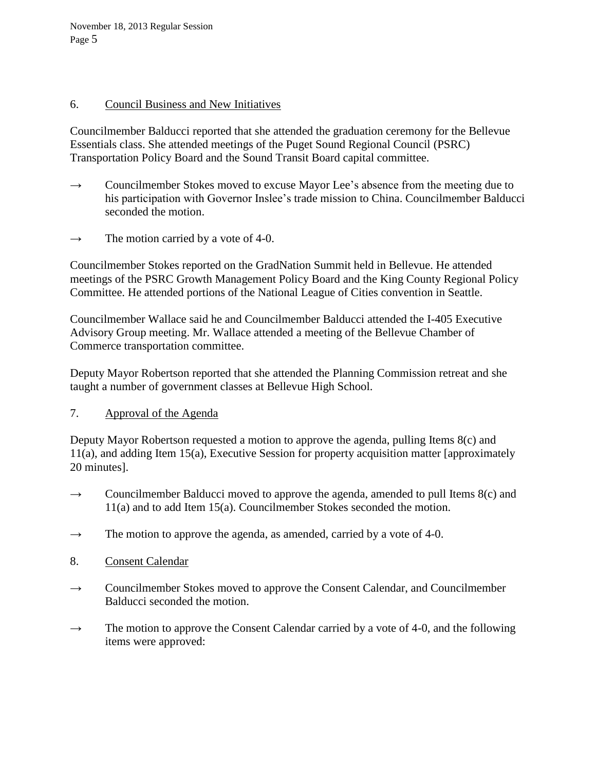6. Council Business and New Initiatives

Councilmember Balducci reported that she attended the graduation ceremony for the Bellevue Essentials class. She attended meetings of the Puget Sound Regional Council (PSRC) Transportation Policy Board and the Sound Transit Board capital committee.

→ Councilmember Stokes moved to excuse Mayor Lee's absence from the meeting due to his participation with Governor Inslee's trade mission to China. Councilmember Balducci seconded the motion.

→ The motion carried by a vote of 4-0.

Councilmember Stokes reported on the GradNation Summit held in Bellevue. He attended meetings of the PSRC Growth Management Policy Board and the King County Regional Policy Committee. He attended portions of the National League of Cities convention in Seattle.

Councilmember Wallace said he and Councilmember Balducci attended the I-405 Executive Advisory Group meeting. Mr. Wallace attended a meeting of the Bellevue Chamber of Commerce transportation committee.

Deputy Mayor Robertson reported that she attended the Planning Commission retreat and she taught a number of government classes at Bellevue High School.

7. Approval of the Agenda

Deputy Mayor Robertson requested a motion to approve the agenda, pulling Items 8(c) and 11(a), and adding Item 15(a), Executive Session for property acquisition matter [approximately 20 minutes].

→ Councilmember Balducci moved to approve the agenda, amended to pull Items 8(c) and 11(a) and to add Item 15(a). Councilmember Stokes seconded the motion.

→ The motion to approve the agenda, as amended, carried by a vote of 4-0.

8. Consent Calendar

→ Councilmember Stokes moved to approve the Consent Calendar, and Councilmember Balducci seconded the motion.

→ The motion to approve the Consent Calendar carried by a vote of 4-0, and the following items were approved: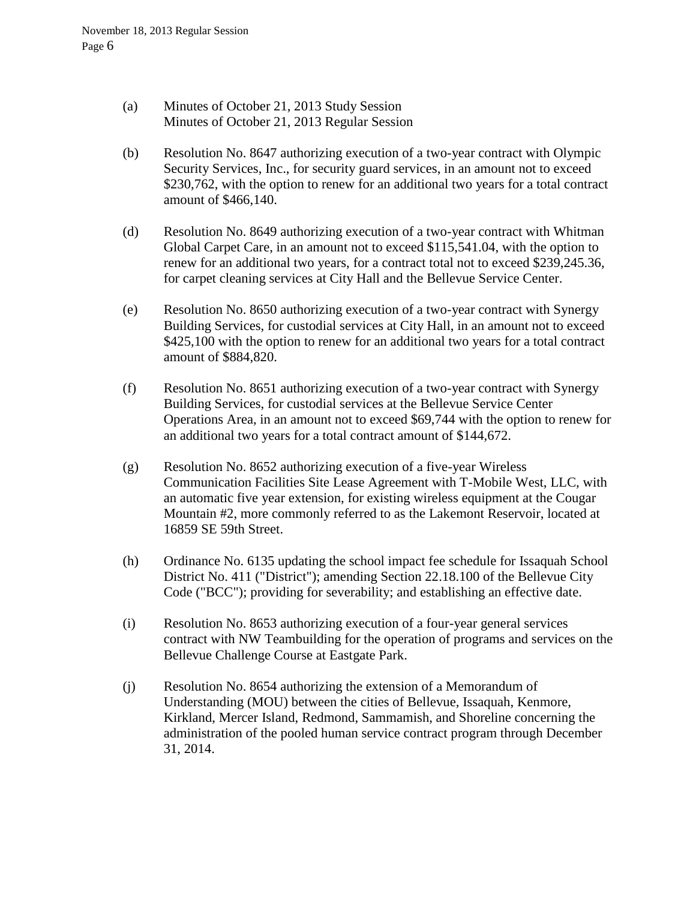(a) Minutes of October 21, 2013 Study Session
Minutes of October 21, 2013 Regular Session

(b) Resolution No. 8647 authorizing execution of a two-year contract with Olympic Security Services, Inc., for security guard services, in an amount not to exceed $230,762, with the option to renew for an additional two years for a total contract amount of $466,140.

(d) Resolution No. 8649 authorizing execution of a two-year contract with Whitman Global Carpet Care, in an amount not to exceed $115,541.04, with the option to renew for an additional two years, for a contract total not to exceed $239,245.36, for carpet cleaning services at City Hall and the Bellevue Service Center.

(e) Resolution No. 8650 authorizing execution of a two-year contract with Synergy Building Services, for custodial services at City Hall, in an amount not to exceed $425,100 with the option to renew for an additional two years for a total contract amount of $884,820.

(f) Resolution No. 8651 authorizing execution of a two-year contract with Synergy Building Services, for custodial services at the Bellevue Service Center Operations Area, in an amount not to exceed $69,744 with the option to renew for an additional two years for a total contract amount of $144,672.

(g) Resolution No. 8652 authorizing execution of a five-year Wireless Communication Facilities Site Lease Agreement with T-Mobile West, LLC, with an automatic five year extension, for existing wireless equipment at the Cougar Mountain #2, more commonly referred to as the Lakemont Reservoir, located at 16859 SE 59th Street.

(h) Ordinance No. 6135 updating the school impact fee schedule for Issaquah School District No. 411 ("District"); amending Section 22.18.100 of the Bellevue City Code ("BCC"); providing for severability; and establishing an effective date.

(i) Resolution No. 8653 authorizing execution of a four-year general services contract with NW Teambuilding for the operation of programs and services on the Bellevue Challenge Course at Eastgate Park.

(j) Resolution No. 8654 authorizing the extension of a Memorandum of Understanding (MOU) between the cities of Bellevue, Issaquah, Kenmore, Kirkland, Mercer Island, Redmond, Sammamish, and Shoreline concerning the administration of the pooled human service contract program through December 31, 2014.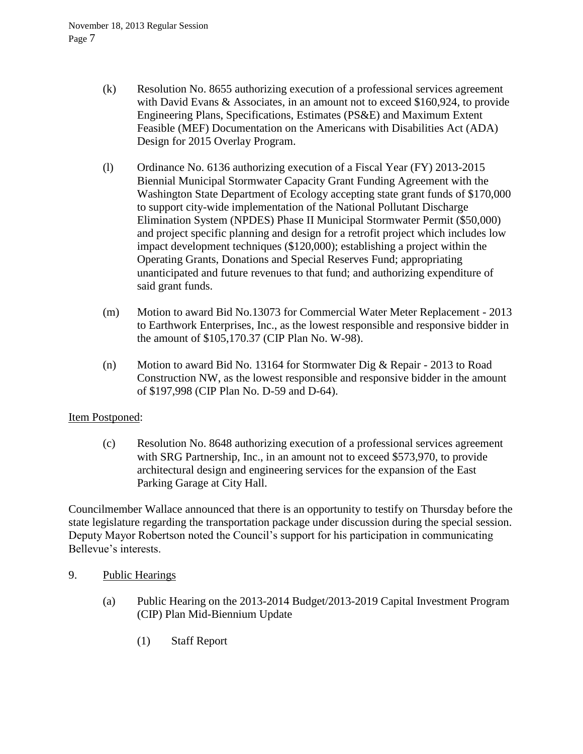(k) Resolution No. 8655 authorizing execution of a professional services agreement with David Evans & Associates, in an amount not to exceed $160,924, to provide Engineering Plans, Specifications, Estimates (PS&E) and Maximum Extent Feasible (MEF) Documentation on the Americans with Disabilities Act (ADA) Design for 2015 Overlay Program.

(l) Ordinance No. 6136 authorizing execution of a Fiscal Year (FY) 2013-2015 Biennial Municipal Stormwater Capacity Grant Funding Agreement with the Washington State Department of Ecology accepting state grant funds of $170,000 to support city-wide implementation of the National Pollutant Discharge Elimination System (NPDES) Phase II Municipal Stormwater Permit ($50,000) and project specific planning and design for a retrofit project which includes low impact development techniques ($120,000); establishing a project within the Operating Grants, Donations and Special Reserves Fund; appropriating unanticipated and future revenues to that fund; and authorizing expenditure of said grant funds.

(m) Motion to award Bid No.13073 for Commercial Water Meter Replacement - 2013 to Earthwork Enterprises, Inc., as the lowest responsible and responsive bidder in the amount of $105,170.37 (CIP Plan No. W-98).

(n) Motion to award Bid No. 13164 for Stormwater Dig & Repair - 2013 to Road Construction NW, as the lowest responsible and responsive bidder in the amount of $197,998 (CIP Plan No. D-59 and D-64).

Item Postponed:

(c) Resolution No. 8648 authorizing execution of a professional services agreement with SRG Partnership, Inc., in an amount not to exceed $573,970, to provide architectural design and engineering services for the expansion of the East Parking Garage at City Hall.

Councilmember Wallace announced that there is an opportunity to testify on Thursday before the state legislature regarding the transportation package under discussion during the special session. Deputy Mayor Robertson noted the Council's support for his participation in communicating Bellevue's interests.

9. Public Hearings

   (a) Public Hearing on the 2013-2014 Budget/2013-2019 Capital Investment Program (CIP) Plan Mid-Biennium Update

      (1) Staff Report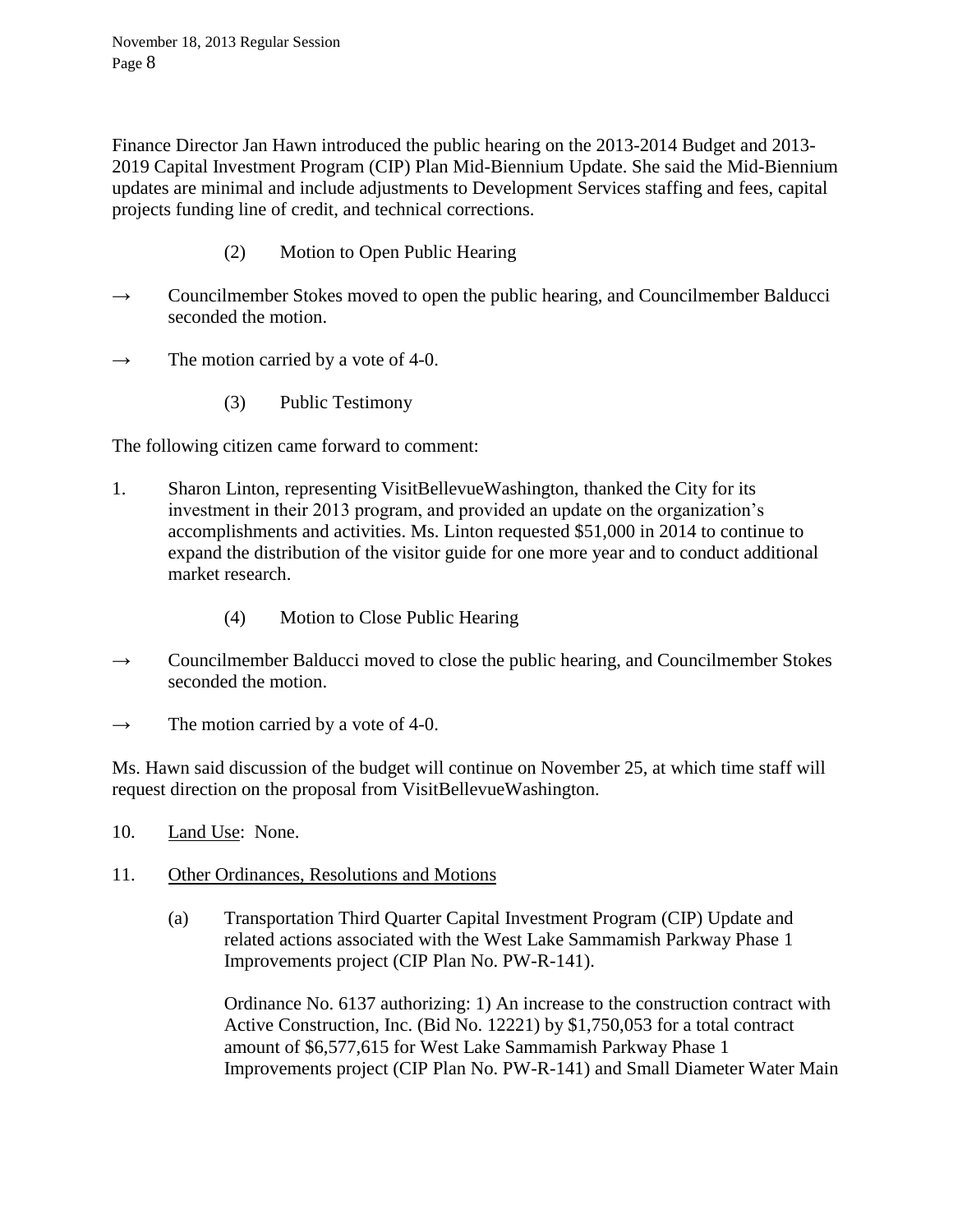Finance Director Jan Hawn introduced the public hearing on the 2013-2014 Budget and 2013-2019 Capital Investment Program (CIP) Plan Mid-Biennium Update. She said the Mid-Biennium updates are minimal and include adjustments to Development Services staffing and fees, capital projects funding line of credit, and technical corrections.

(2) Motion to Open Public Hearing

→ Councilmember Stokes moved to open the public hearing, and Councilmember Balducci seconded the motion.

→ The motion carried by a vote of 4-0.

(3) Public Testimony

The following citizen came forward to comment:

1. Sharon Linton, representing VisitBellevueWashington, thanked the City for its investment in their 2013 program, and provided an update on the organization's accomplishments and activities. Ms. Linton requested $51,000 in 2014 to continue to expand the distribution of the visitor guide for one more year and to conduct additional market research.

(4) Motion to Close Public Hearing

→ Councilmember Balducci moved to close the public hearing, and Councilmember Stokes seconded the motion.

→ The motion carried by a vote of 4-0.

Ms. Hawn said discussion of the budget will continue on November 25, at which time staff will request direction on the proposal from VisitBellevueWashington.

10. Land Use: None.

11. Other Ordinances, Resolutions and Motions

(a) Transportation Third Quarter Capital Investment Program (CIP) Update and related actions associated with the West Lake Sammamish Parkway Phase 1 Improvements project (CIP Plan No. PW-R-141).

Ordinance No. 6137 authorizing: 1) An increase to the construction contract with Active Construction, Inc. (Bid No. 12221) by $1,750,053 for a total contract amount of $6,577,615 for West Lake Sammamish Parkway Phase 1 Improvements project (CIP Plan No. PW-R-141) and Small Diameter Water Main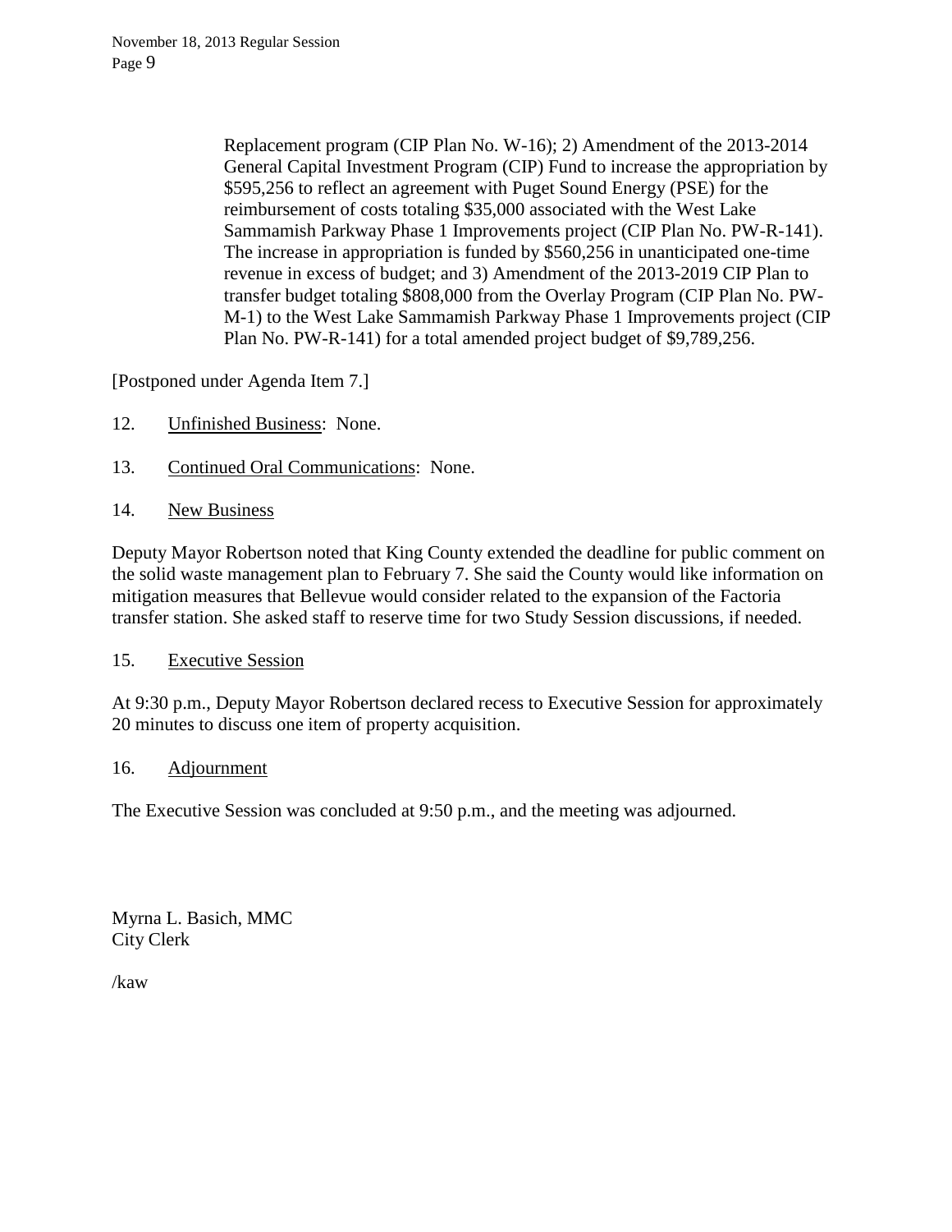Replacement program (CIP Plan No. W-16); 2) Amendment of the 2013-2014 General Capital Investment Program (CIP) Fund to increase the appropriation by $595,256 to reflect an agreement with Puget Sound Energy (PSE) for the reimbursement of costs totaling $35,000 associated with the West Lake Sammamish Parkway Phase 1 Improvements project (CIP Plan No. PW-R-141). The increase in appropriation is funded by $560,256 in unanticipated one-time revenue in excess of budget; and 3) Amendment of the 2013-2019 CIP Plan to transfer budget totaling $808,000 from the Overlay Program (CIP Plan No. PW-M-1) to the West Lake Sammamish Parkway Phase 1 Improvements project (CIP Plan No. PW-R-141) for a total amended project budget of $9,789,256.

[Postponed under Agenda Item 7.]

12. Unfinished Business: None.

13. Continued Oral Communications: None.

14. New Business

Deputy Mayor Robertson noted that King County extended the deadline for public comment on the solid waste management plan to February 7. She said the County would like information on mitigation measures that Bellevue would consider related to the expansion of the Factoria transfer station. She asked staff to reserve time for two Study Session discussions, if needed.

15. Executive Session

At 9:30 p.m., Deputy Mayor Robertson declared recess to Executive Session for approximately 20 minutes to discuss one item of property acquisition.

16. Adjournment

The Executive Session was concluded at 9:50 p.m., and the meeting was adjourned.

Myrna L. Basich, MMC
City Clerk

/kaw